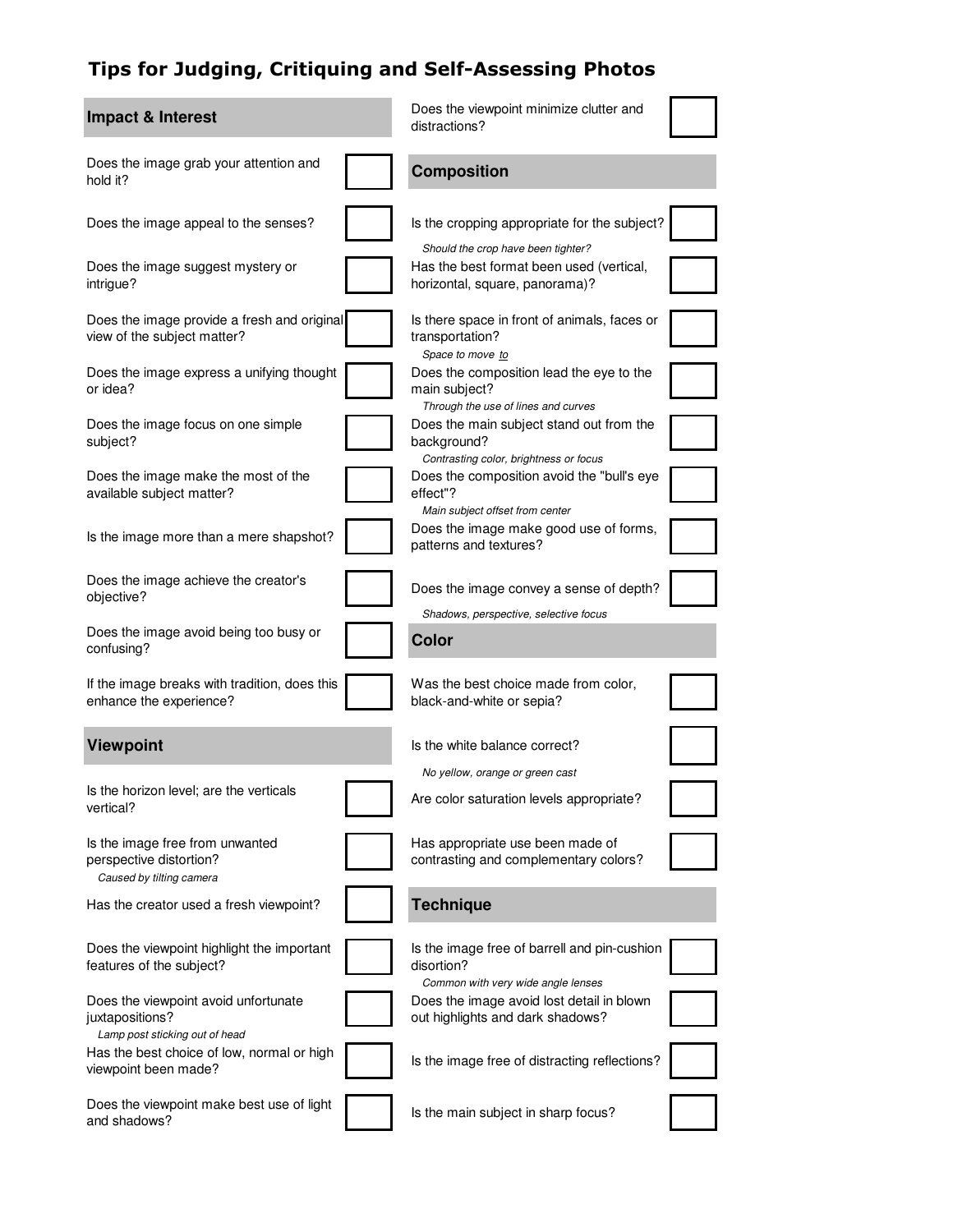# Tips for Judging, Critiquing and Self-Assessing Photos

## Impact & Interest

- [ ] Does the image grab your attention and hold it?
- [ ] Does the image appeal to the senses?
- [ ] Does the image suggest mystery or intrigue?
- [ ] Does the image provide a fresh and original view of the subject matter?
- [ ] Does the image express a unifying thought or idea?
- [ ] Does the image focus on one simple subject?
- [ ] Does the image make the most of the available subject matter?
- [ ] Is the image more than a mere shapshot?
- [ ] Does the image achieve the creator's objective?
- [ ] Does the image avoid being too busy or confusing?
- [ ] If the image breaks with tradition, does this enhance the experience?

## Viewpoint

- [ ] Is the horizon level; are the verticals vertical?
- [ ] Is the image free from unwanted perspective distortion?
  *Caused by tilting camera*
- [ ] Has the creator used a fresh viewpoint?
- [ ] Does the viewpoint highlight the important features of the subject?
- [ ] Does the viewpoint avoid unfortunate juxtapositions?
  *Lamp post sticking out of head*
- [ ] Has the best choice of low, normal or high viewpoint been made?
- [ ] Does the viewpoint make best use of light and shadows?
- [ ] Does the viewpoint minimize clutter and distractions?

## Composition

- [ ] Is the cropping appropriate for the subject?
  *Should the crop have been tighter?*
- [ ] Has the best format been used (vertical, horizontal, square, panorama)?
- [ ] Is there space in front of animals, faces or transportation?
  *Space to move to*
- [ ] Does the composition lead the eye to the main subject?
  *Through the use of lines and curves*
- [ ] Does the main subject stand out from the background?
  *Contrasting color, brightness or focus*
- [ ] Does the composition avoid the "bull's eye effect"?
  *Main subject offset from center*
- [ ] Does the image make good use of forms, patterns and textures?
- [ ] Does the image convey a sense of depth?
  *Shadows, perspective, selective focus*

## Color

- [ ] Was the best choice made from color, black-and-white or sepia?
- [ ] Is the white balance correct?
  *No yellow, orange or green cast*
- [ ] Are color saturation levels appropriate?
- [ ] Has appropriate use been made of contrasting and complementary colors?

## Technique

- [ ] Is the image free of barrell and pin-cushion disortion?
  *Common with very wide angle lenses*
- [ ] Does the image avoid lost detail in blown out highlights and dark shadows?
- [ ] Is the image free of distracting reflections?
- [ ] Is the main subject in sharp focus?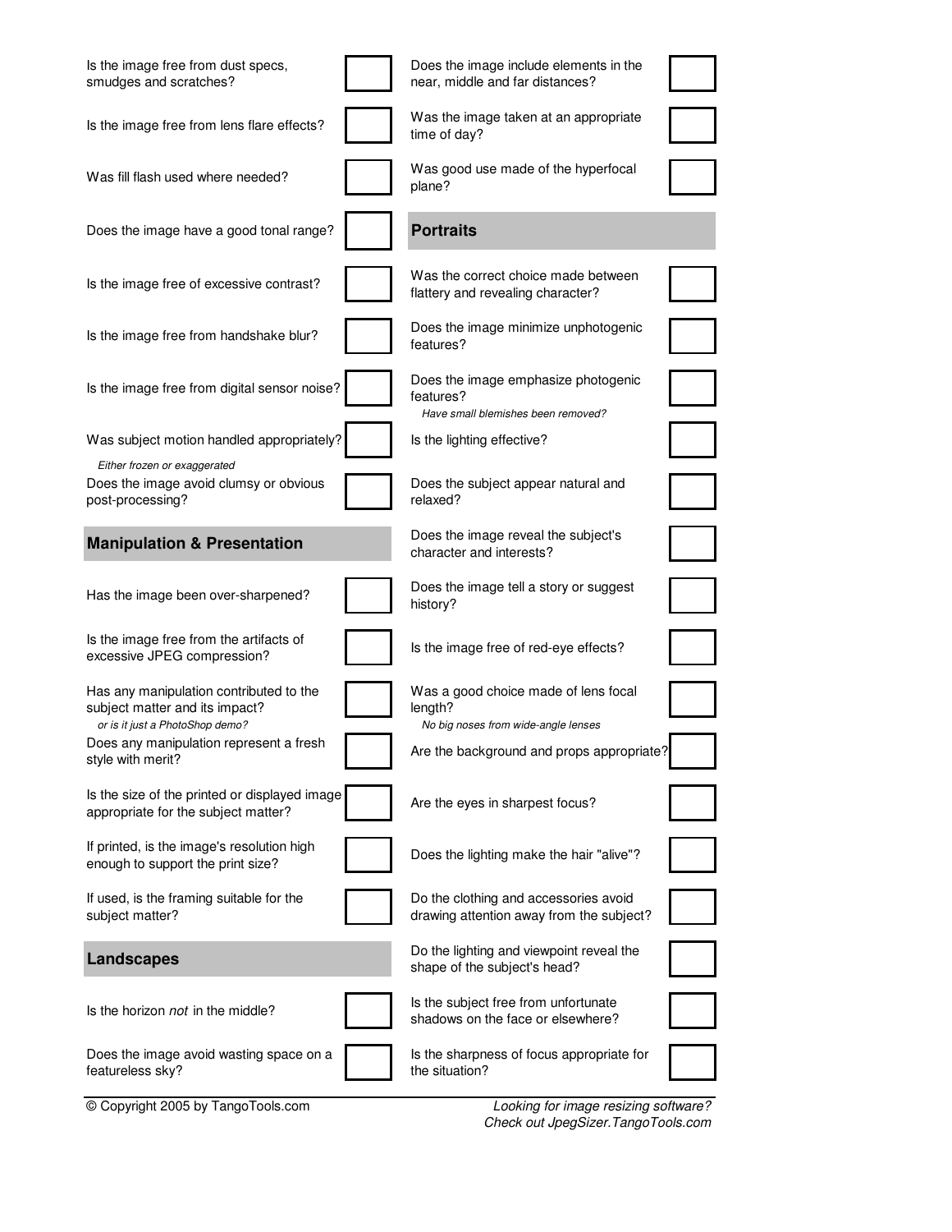- [ ] Is the image free from dust specs, smudges and scratches?
- [ ] Is the image free from lens flare effects?
- [ ] Was fill flash used where needed?
- [ ] Does the image have a good tonal range?
- [ ] Is the image free of excessive contrast?
- [ ] Is the image free from handshake blur?
- [ ] Is the image free from digital sensor noise?
- [ ] Was subject motion handled appropriately?
  *Either frozen or exaggerated*
- [ ] Does the image avoid clumsy or obvious post-processing?

## Manipulation & Presentation

- [ ] Has the image been over-sharpened?
- [ ] Is the image free from the artifacts of excessive JPEG compression?
- [ ] Has any manipulation contributed to the subject matter and its impact?
  *or is it just a PhotoShop demo?*
- [ ] Does any manipulation represent a fresh style with merit?
- [ ] Is the size of the printed or displayed image appropriate for the subject matter?
- [ ] If printed, is the image's resolution high enough to support the print size?
- [ ] If used, is the framing suitable for the subject matter?

## Landscapes

- [ ] Is the horizon *not* in the middle?
- [ ] Does the image avoid wasting space on a featureless sky?
- [ ] Does the image include elements in the near, middle and far distances?
- [ ] Was the image taken at an appropriate time of day?
- [ ] Was good use made of the hyperfocal plane?

## Portraits

- [ ] Was the correct choice made between flattery and revealing character?
- [ ] Does the image minimize unphotogenic features?
- [ ] Does the image emphasize photogenic features?
  *Have small blemishes been removed?*
- [ ] Is the lighting effective?
- [ ] Does the subject appear natural and relaxed?
- [ ] Does the image reveal the subject's character and interests?
- [ ] Does the image tell a story or suggest history?
- [ ] Is the image free of red-eye effects?
- [ ] Was a good choice made of lens focal length?
  *No big noses from wide-angle lenses*
- [ ] Are the background and props appropriate?
- [ ] Are the eyes in sharpest focus?
- [ ] Does the lighting make the hair "alive"?
- [ ] Do the clothing and accessories avoid drawing attention away from the subject?
- [ ] Do the lighting and viewpoint reveal the shape of the subject's head?
- [ ] Is the subject free from unfortunate shadows on the face or elsewhere?
- [ ] Is the sharpness of focus appropriate for the situation?

© Copyright 2005 by TangoTools.com

*Looking for image resizing software? Check out JpegSizer.TangoTools.com*